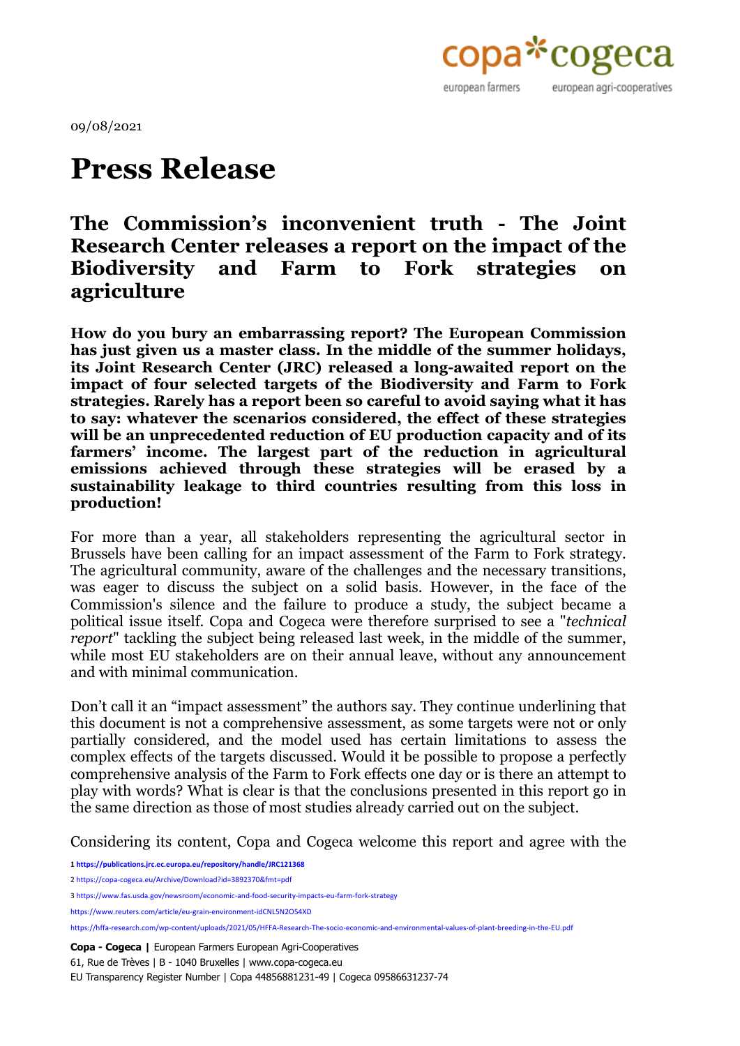09/08/2021

# Press Release

## The Commission's inconvenient truth - The Joint Research Center releases a report on the impact of the Biodiversity and Farm to Fork strategies on agriculture

**How do you bury an embarrassing report? The European Commission has just given us a master class. In the middle of the summer holidays, its Joint Research Center (JRC) released a long-awaited report on the impact of four selected targets of the Biodiversity and Farm to Fork strategies. Rarely has a report been so careful to avoid saying what it has to say: whatever the scenarios considered, the effect of these strategies will be an unprecedented reduction of EU production capacity and of its farmers' income. The largest part of the reduction in agricultural emissions achieved through these strategies will be erased by a sustainability leakage to third countries resulting from this loss in production!**

For more than a year, all stakeholders representing the agricultural sector in Brussels have been calling for an impact assessment of the Farm to Fork strategy. The agricultural community, aware of the challenges and the necessary transitions, was eager to discuss the subject on a solid basis. However, in the face of the Commission's silence and the failure to produce a study, the subject became a political issue itself. Copa and Cogeca were therefore surprised to see a "*technical report*" tackling the subject being released last week, in the middle of the summer, while most EU stakeholders are on their annual leave, without any announcement and with minimal communication.

Don't call it an "impact assessment" the authors say. They continue underlining that this document is not a comprehensive assessment, as some targets were not or only partially considered, and the model used has certain limitations to assess the complex effects of the targets discussed. Would it be possible to propose a perfectly comprehensive analysis of the Farm to Fork effects one day or is there an attempt to play with words? What is clear is that the conclusions presented in this report go in the same direction as those of most studies already carried out on the subject.

Considering its content, Copa and Cogeca welcome this report and agree with the

**1 https://publications.jrc.ec.europa.eu/repository/handle/JRC121368**

2 https://copa-cogeca.eu/Archive/Download?id=3892370&fmt=pdf

3 https://www.fas.usda.gov/newsroom/economic-and-food-security-impacts-eu-farm-fork-strategy

https://www.reuters.com/article/eu-grain-environment-idCNL5N2O54XD

https://hffa-research.com/wp-content/uploads/2021/05/HFFA-Research-The-socio-economic-and-environmental-values-of-plant-breeding-in-the-EU.pdf

**Copa - Cogeca |** European Farmers European Agri-Cooperatives
61, Rue de Trèves | B - 1040 Bruxelles | www.copa-cogeca.eu
EU Transparency Register Number | Copa 44856881231-49 | Cogeca 09586631237-74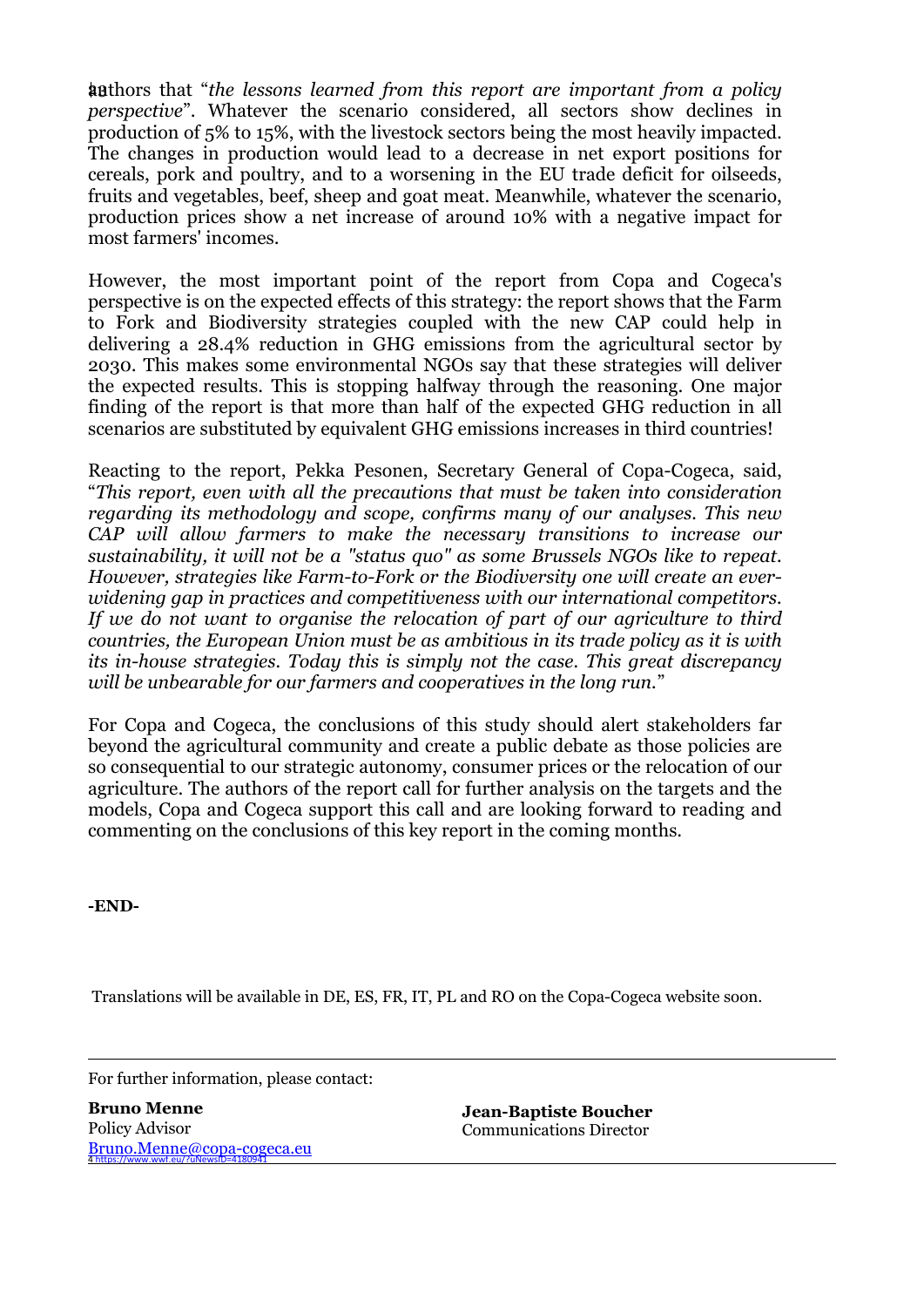authors that "*the lessons learned from this report are important from a policy perspective*". Whatever the scenario considered, all sectors show declines in production of 5% to 15%, with the livestock sectors being the most heavily impacted. The changes in production would lead to a decrease in net export positions for cereals, pork and poultry, and to a worsening in the EU trade deficit for oilseeds, fruits and vegetables, beef, sheep and goat meat. Meanwhile, whatever the scenario, production prices show a net increase of around 10% with a negative impact for most farmers' incomes.

However, the most important point of the report from Copa and Cogeca's perspective is on the expected effects of this strategy: the report shows that the Farm to Fork and Biodiversity strategies coupled with the new CAP could help in delivering a 28.4% reduction in GHG emissions from the agricultural sector by 2030. This makes some environmental NGOs say that these strategies will deliver the expected results. This is stopping halfway through the reasoning. One major finding of the report is that more than half of the expected GHG reduction in all scenarios are substituted by equivalent GHG emissions increases in third countries!

Reacting to the report, Pekka Pesonen, Secretary General of Copa-Cogeca, said, "*This report, even with all the precautions that must be taken into consideration regarding its methodology and scope, confirms many of our analyses. This new CAP will allow farmers to make the necessary transitions to increase our sustainability, it will not be a "status quo" as some Brussels NGOs like to repeat. However, strategies like Farm-to-Fork or the Biodiversity one will create an ever-widening gap in practices and competitiveness with our international competitors. If we do not want to organise the relocation of part of our agriculture to third countries, the European Union must be as ambitious in its trade policy as it is with its in-house strategies. Today this is simply not the case. This great discrepancy will be unbearable for our farmers and cooperatives in the long run.*"

For Copa and Cogeca, the conclusions of this study should alert stakeholders far beyond the agricultural community and create a public debate as those policies are so consequential to our strategic autonomy, consumer prices or the relocation of our agriculture. The authors of the report call for further analysis on the targets and the models, Copa and Cogeca support this call and are looking forward to reading and commenting on the conclusions of this key report in the coming months.

**-END-**

Translations will be available in DE, ES, FR, IT, PL and RO on the Copa-Cogeca website soon.

For further information, please contact:

**Bruno Menne**
Policy Advisor
Bruno.Menne@copa-cogeca.eu

**Jean-Baptiste Boucher**
Communications Director

[4] https://www.wwf.eu/?uNewsID=4180941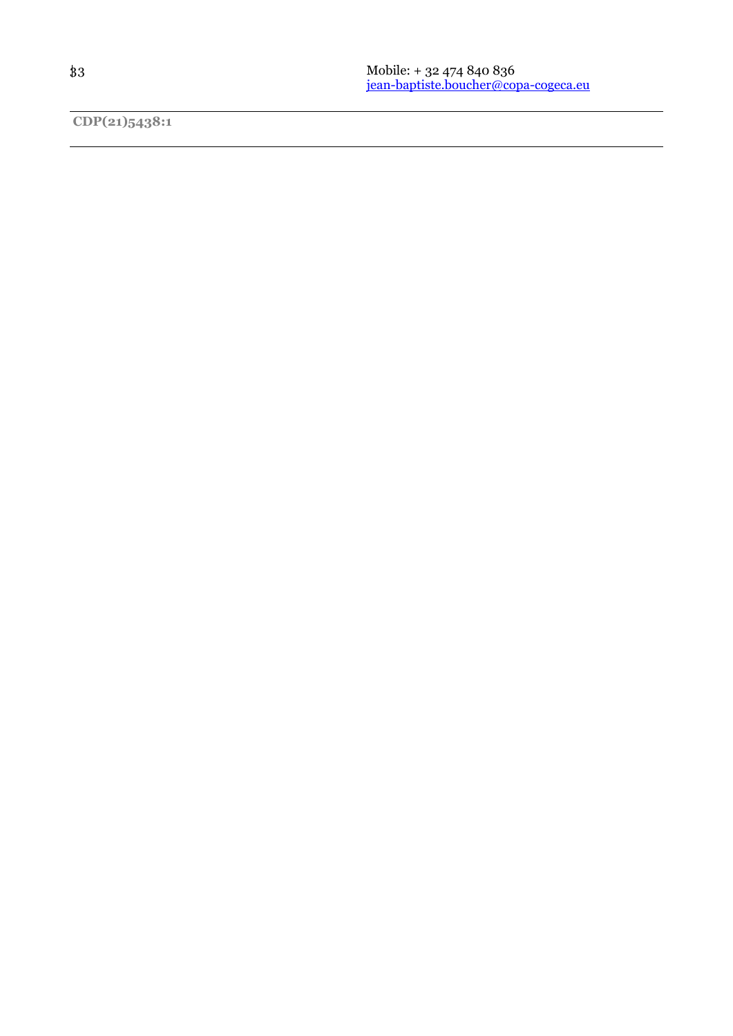Mobile: + 32 474 840 836
[jean-baptiste.boucher@copa-cogeca.eu](mailto:jean-baptiste.boucher@copa-cogeca.eu)

---

**CDP(21)5438:1**

---